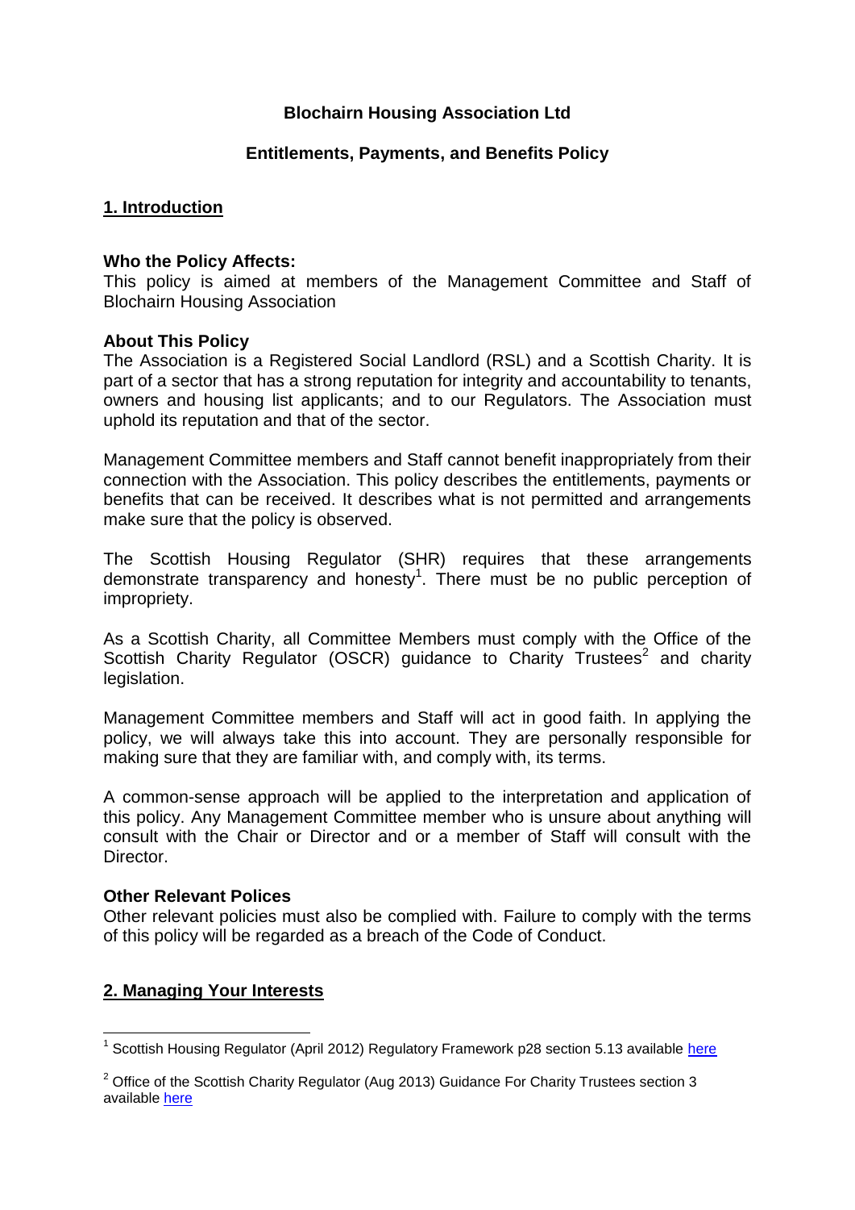# Blochairn Housing Association Ltd

## Entitlements, Payments, and Benefits Policy

## 1. Introduction

**Who the Policy Affects:**
This policy is aimed at members of the Management Committee and Staff of Blochairn Housing Association

**About This Policy**
The Association is a Registered Social Landlord (RSL) and a Scottish Charity. It is part of a sector that has a strong reputation for integrity and accountability to tenants, owners and housing list applicants; and to our Regulators. The Association must uphold its reputation and that of the sector.

Management Committee members and Staff cannot benefit inappropriately from their connection with the Association. This policy describes the entitlements, payments or benefits that can be received. It describes what is not permitted and arrangements make sure that the policy is observed.

The Scottish Housing Regulator (SHR) requires that these arrangements demonstrate transparency and honesty[1]. There must be no public perception of impropriety.

As a Scottish Charity, all Committee Members must comply with the Office of the Scottish Charity Regulator (OSCR) guidance to Charity Trustees[2] and charity legislation.

Management Committee members and Staff will act in good faith. In applying the policy, we will always take this into account. They are personally responsible for making sure that they are familiar with, and comply with, its terms.

A common-sense approach will be applied to the interpretation and application of this policy. Any Management Committee member who is unsure about anything will consult with the Chair or Director and or a member of Staff will consult with the Director.

**Other Relevant Polices**
Other relevant policies must also be complied with. Failure to comply with the terms of this policy will be regarded as a breach of the Code of Conduct.

## 2. Managing Your Interests

[1] Scottish Housing Regulator (April 2012) Regulatory Framework p28 section 5.13 available here

[2] Office of the Scottish Charity Regulator (Aug 2013) Guidance For Charity Trustees section 3 available here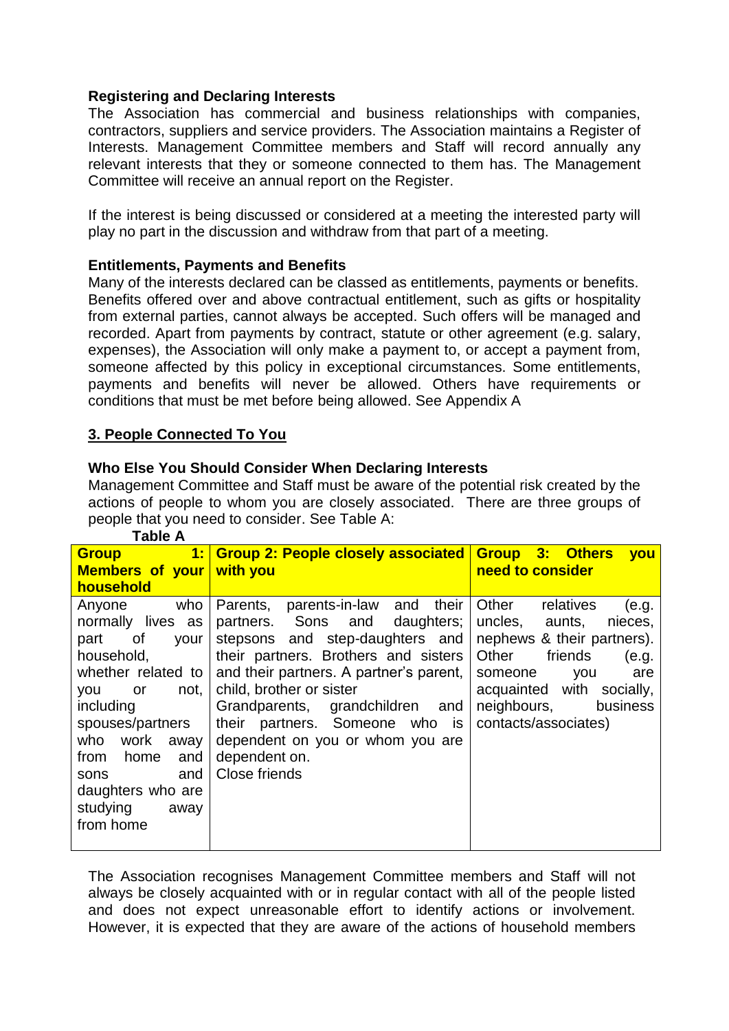**Registering and Declaring Interests**

The Association has commercial and business relationships with companies, contractors, suppliers and service providers. The Association maintains a Register of Interests. Management Committee members and Staff will record annually any relevant interests that they or someone connected to them has. The Management Committee will receive an annual report on the Register.

If the interest is being discussed or considered at a meeting the interested party will play no part in the discussion and withdraw from that part of a meeting.

**Entitlements, Payments and Benefits**

Many of the interests declared can be classed as entitlements, payments or benefits. Benefits offered over and above contractual entitlement, such as gifts or hospitality from external parties, cannot always be accepted. Such offers will be managed and recorded. Apart from payments by contract, statute or other agreement (e.g. salary, expenses), the Association will only make a payment to, or accept a payment from, someone affected by this policy in exceptional circumstances. Some entitlements, payments and benefits will never be allowed. Others have requirements or conditions that must be met before being allowed. See Appendix A

## 3. People Connected To You

**Who Else You Should Consider When Declaring Interests**

Management Committee and Staff must be aware of the potential risk created by the actions of people to whom you are closely associated. There are three groups of people that you need to consider. See Table A:

**Table A**

| Group 1: Members of your household | Group 2: People closely associated with you | Group 3: Others you need to consider |
|---|---|---|
| Anyone who normally lives as part of your household, whether related to you or not, including spouses/partners who work away from home and sons and daughters who are studying away from home | Parents, parents-in-law and their partners. Sons and daughters; stepsons and step-daughters and their partners. Brothers and sisters and their partners. A partner's parent, child, brother or sister Grandparents, grandchildren and their partners. Someone who is dependent on you or whom you are dependent on. Close friends | Other relatives (e.g. uncles, aunts, nieces, nephews & their partners). Other friends (e.g. someone you are acquainted with socially, neighbours, business contacts/associates) |

The Association recognises Management Committee members and Staff will not always be closely acquainted with or in regular contact with all of the people listed and does not expect unreasonable effort to identify actions or involvement. However, it is expected that they are aware of the actions of household members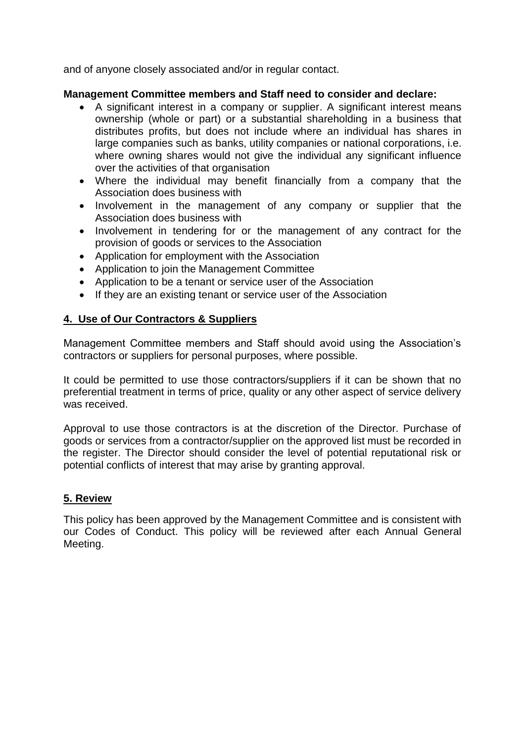and of anyone closely associated and/or in regular contact.

**Management Committee members and Staff need to consider and declare:**

- A significant interest in a company or supplier. A significant interest means ownership (whole or part) or a substantial shareholding in a business that distributes profits, but does not include where an individual has shares in large companies such as banks, utility companies or national corporations, i.e. where owning shares would not give the individual any significant influence over the activities of that organisation
- Where the individual may benefit financially from a company that the Association does business with
- Involvement in the management of any company or supplier that the Association does business with
- Involvement in tendering for or the management of any contract for the provision of goods or services to the Association
- Application for employment with the Association
- Application to join the Management Committee
- Application to be a tenant or service user of the Association
- If they are an existing tenant or service user of the Association

## 4. Use of Our Contractors & Suppliers

Management Committee members and Staff should avoid using the Association's contractors or suppliers for personal purposes, where possible.

It could be permitted to use those contractors/suppliers if it can be shown that no preferential treatment in terms of price, quality or any other aspect of service delivery was received.

Approval to use those contractors is at the discretion of the Director. Purchase of goods or services from a contractor/supplier on the approved list must be recorded in the register. The Director should consider the level of potential reputational risk or potential conflicts of interest that may arise by granting approval.

## 5. Review

This policy has been approved by the Management Committee and is consistent with our Codes of Conduct. This policy will be reviewed after each Annual General Meeting.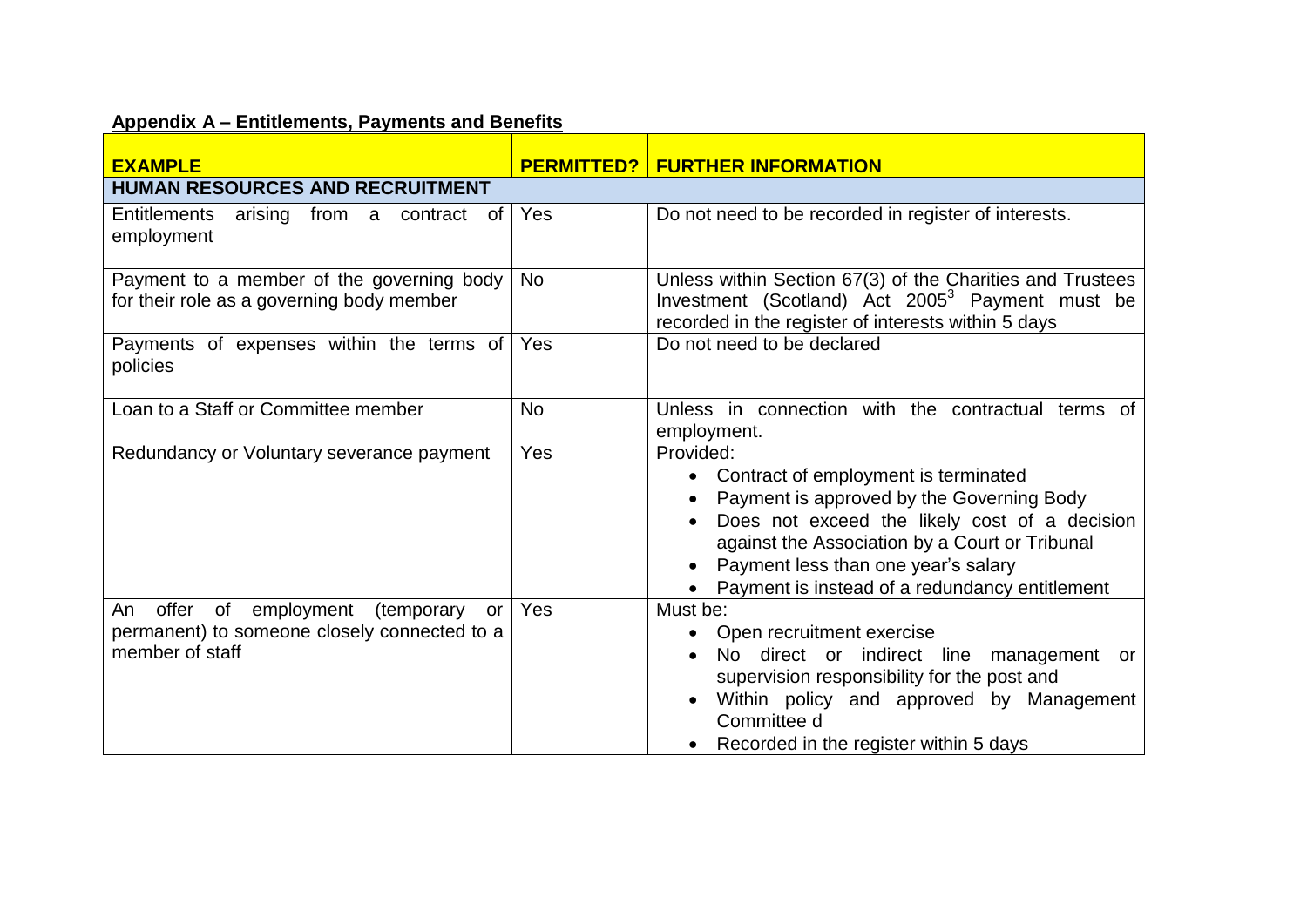## Appendix A – Entitlements, Payments and Benefits

| EXAMPLE | PERMITTED? | FURTHER INFORMATION |
|---|---|---|
| **HUMAN RESOURCES AND RECRUITMENT** | | |
| Entitlements arising from a contract of employment | Yes | Do not need to be recorded in register of interests. |
| Payment to a member of the governing body for their role as a governing body member | No | Unless within Section 67(3) of the Charities and Trustees Investment (Scotland) Act 2005[3] Payment must be recorded in the register of interests within 5 days |
| Payments of expenses within the terms of policies | Yes | Do not need to be declared |
| Loan to a Staff or Committee member | No | Unless in connection with the contractual terms of employment. |
| Redundancy or Voluntary severance payment | Yes | Provided:<br>• Contract of employment is terminated<br>• Payment is approved by the Governing Body<br>• Does not exceed the likely cost of a decision against the Association by a Court or Tribunal<br>• Payment less than one year's salary<br>• Payment is instead of a redundancy entitlement |
| An offer of employment (temporary or permanent) to someone closely connected to a member of staff | Yes | Must be:<br>• Open recruitment exercise<br>• No direct or indirect line management or supervision responsibility for the post and<br>• Within policy and approved by Management Committee d<br>• Recorded in the register within 5 days |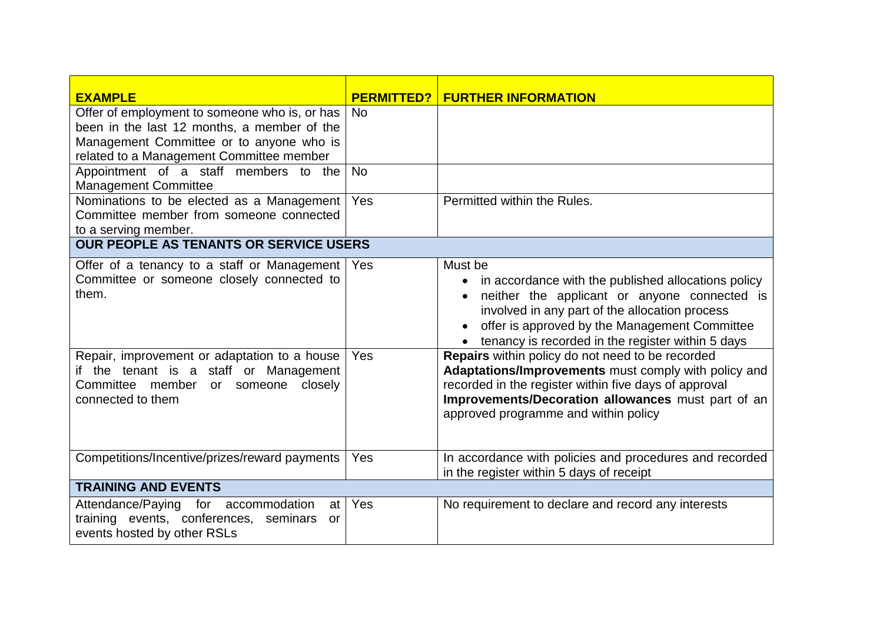| EXAMPLE | PERMITTED? | FURTHER INFORMATION |
| --- | --- | --- |
| Offer of employment to someone who is, or has been in the last 12 months, a member of the Management Committee or to anyone who is related to a Management Committee member | No | |
| Appointment of a staff members to the Management Committee | No | |
| Nominations to be elected as a Management Committee member from someone connected to a serving member. | Yes | Permitted within the Rules. |
| **OUR PEOPLE AS TENANTS OR SERVICE USERS** | | |
| Offer of a tenancy to a staff or Management Committee or someone closely connected to them. | Yes | Must be<br>• in accordance with the published allocations policy<br>• neither the applicant or anyone connected is involved in any part of the allocation process<br>• offer is approved by the Management Committee<br>• tenancy is recorded in the register within 5 days |
| Repair, improvement or adaptation to a house if the tenant is a staff or Management Committee member or someone closely connected to them | Yes | **Repairs** within policy do not need to be recorded<br>**Adaptations/Improvements** must comply with policy and recorded in the register within five days of approval<br>**Improvements/Decoration allowances** must part of an approved programme and within policy |
| Competitions/Incentive/prizes/reward payments | Yes | In accordance with policies and procedures and recorded in the register within 5 days of receipt |
| **TRAINING AND EVENTS** | | |
| Attendance/Paying for accommodation at training events, conferences, seminars or events hosted by other RSLs | Yes | No requirement to declare and record any interests |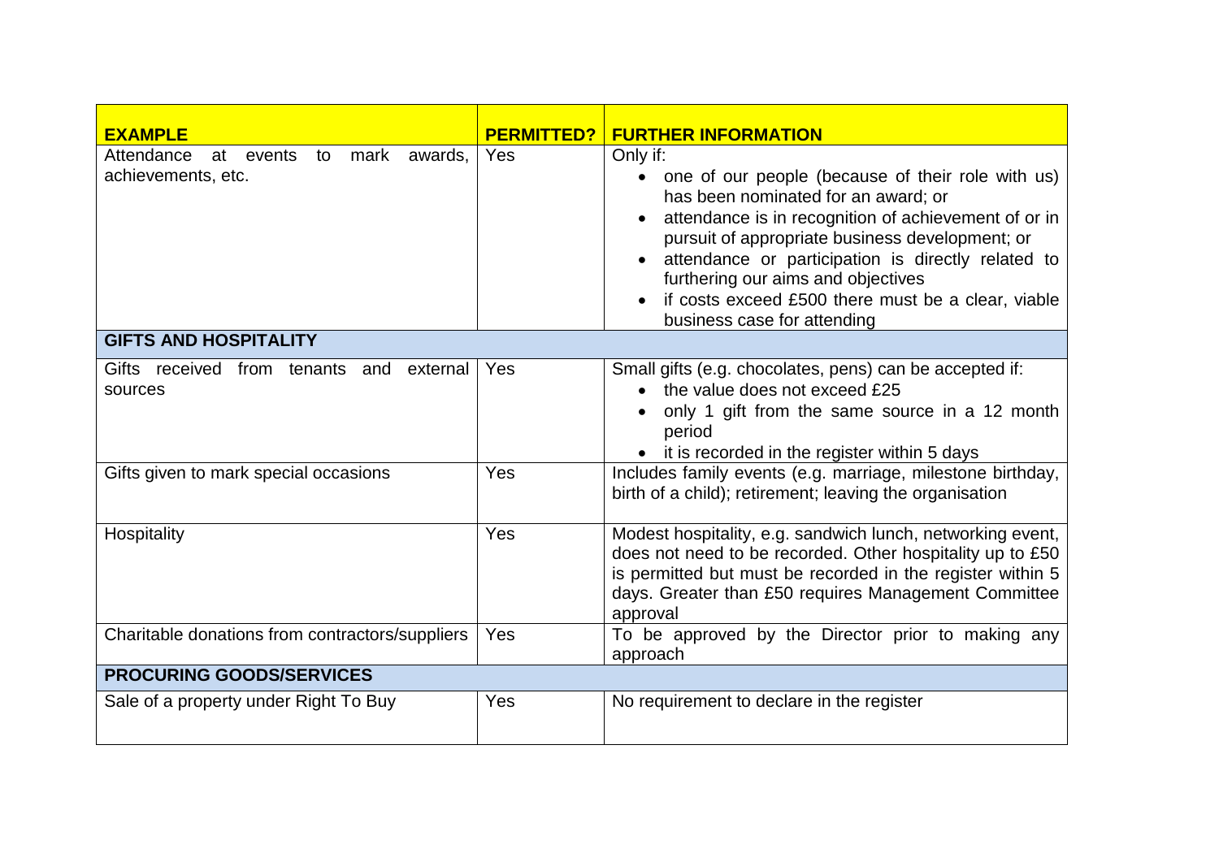| EXAMPLE | PERMITTED? | FURTHER INFORMATION |
|---|---|---|
| Attendance at events to mark awards, achievements, etc. | Yes | Only if:<br>• one of our people (because of their role with us) has been nominated for an award; or<br>• attendance is in recognition of achievement of or in pursuit of appropriate business development; or<br>• attendance or participation is directly related to furthering our aims and objectives<br>• if costs exceed £500 there must be a clear, viable business case for attending |
| **GIFTS AND HOSPITALITY** | | |
| Gifts received from tenants and external sources | Yes | Small gifts (e.g. chocolates, pens) can be accepted if:<br>• the value does not exceed £25<br>• only 1 gift from the same source in a 12 month period<br>• it is recorded in the register within 5 days |
| Gifts given to mark special occasions | Yes | Includes family events (e.g. marriage, milestone birthday, birth of a child); retirement; leaving the organisation |
| Hospitality | Yes | Modest hospitality, e.g. sandwich lunch, networking event, does not need to be recorded. Other hospitality up to £50 is permitted but must be recorded in the register within 5 days. Greater than £50 requires Management Committee approval |
| Charitable donations from contractors/suppliers | Yes | To be approved by the Director prior to making any approach |
| **PROCURING GOODS/SERVICES** | | |
| Sale of a property under Right To Buy | Yes | No requirement to declare in the register |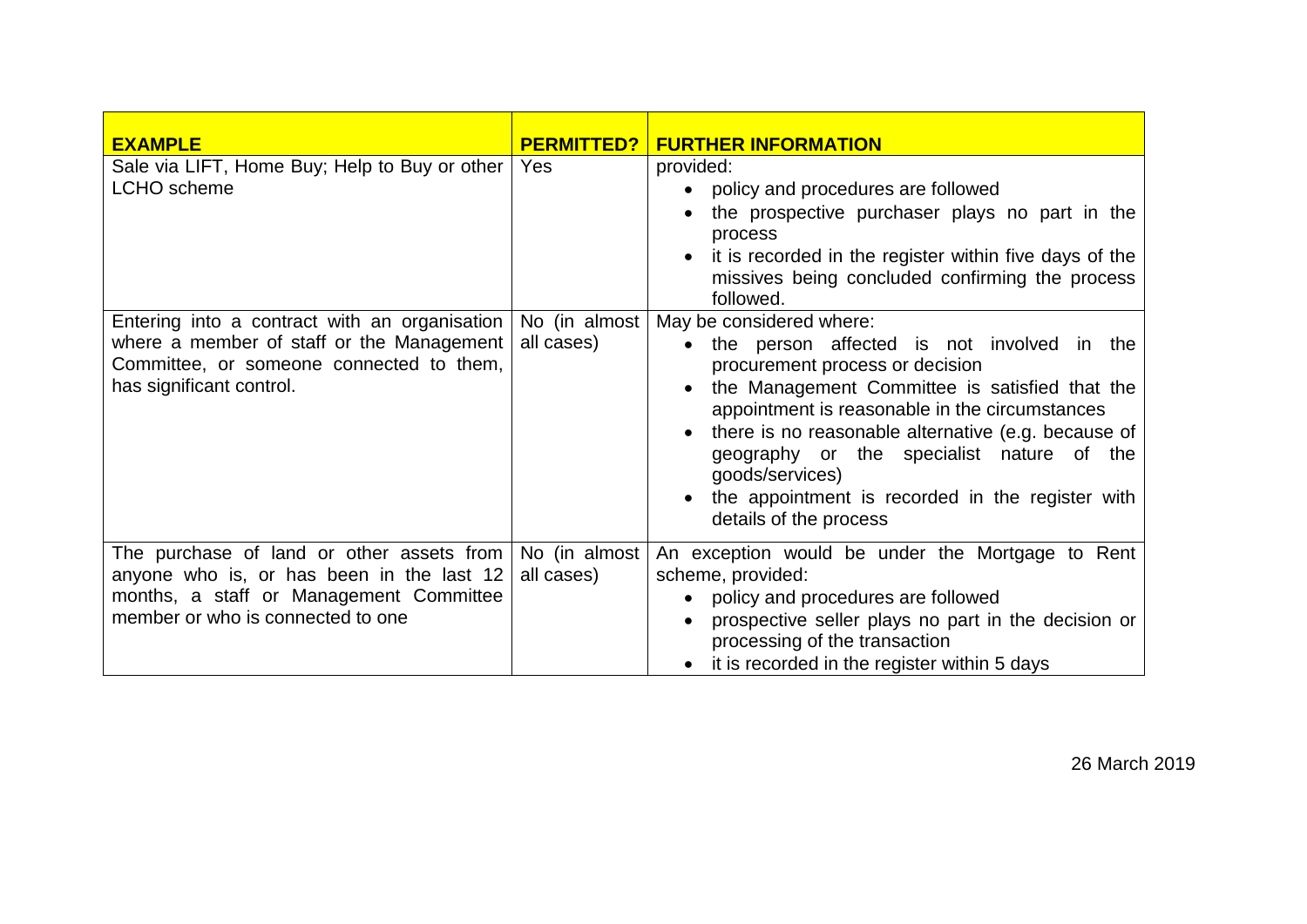| **EXAMPLE** | **PERMITTED?** | **FURTHER INFORMATION** |
|---|---|---|
| Sale via LIFT, Home Buy; Help to Buy or other LCHO scheme | Yes | provided:<br>• policy and procedures are followed<br>• the prospective purchaser plays no part in the process<br>• it is recorded in the register within five days of the missives being concluded confirming the process followed. |
| Entering into a contract with an organisation where a member of staff or the Management Committee, or someone connected to them, has significant control. | No (in almost all cases) | May be considered where:<br>• the person affected is not involved in the procurement process or decision<br>• the Management Committee is satisfied that the appointment is reasonable in the circumstances<br>• there is no reasonable alternative (e.g. because of geography or the specialist nature of the goods/services)<br>• the appointment is recorded in the register with details of the process |
| The purchase of land or other assets from anyone who is, or has been in the last 12 months, a staff or Management Committee member or who is connected to one | No (in almost all cases) | An exception would be under the Mortgage to Rent scheme, provided:<br>• policy and procedures are followed<br>• prospective seller plays no part in the decision or processing of the transaction<br>• it is recorded in the register within 5 days |

26 March 2019